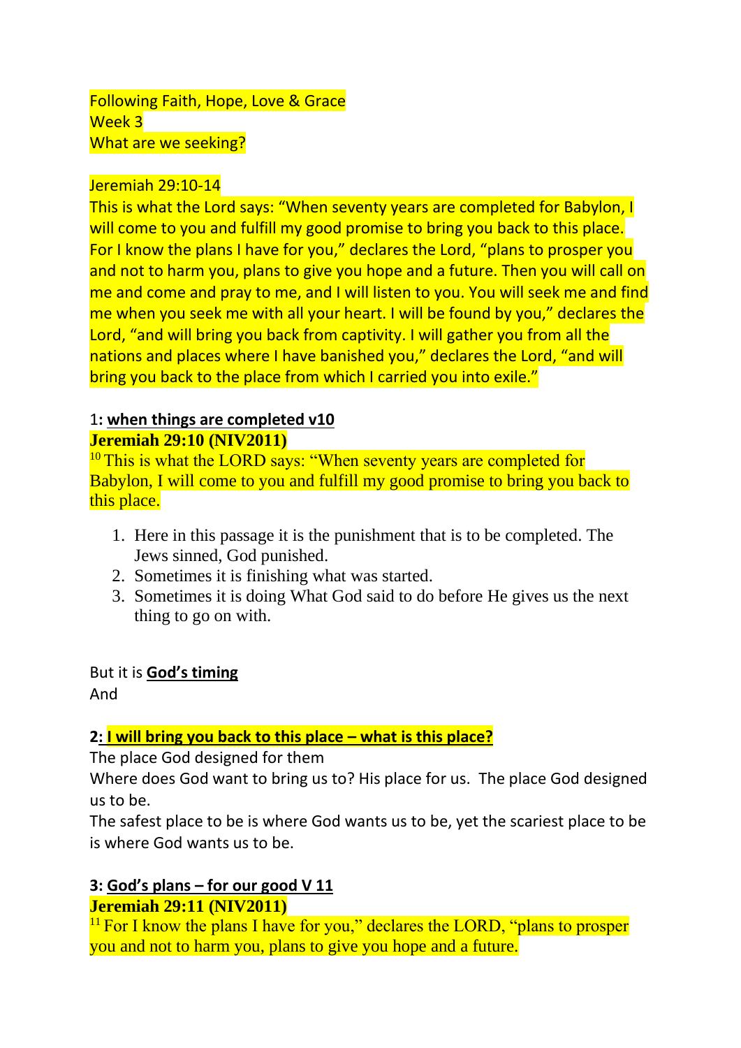Following Faith, Hope, Love & Grace
Week 3
What are we seeking?

Jeremiah 29:10-14
This is what the Lord says: "When seventy years are completed for Babylon, I will come to you and fulfill my good promise to bring you back to this place. For I know the plans I have for you," declares the Lord, "plans to prosper you and not to harm you, plans to give you hope and a future. Then you will call on me and come and pray to me, and I will listen to you. You will seek me and find me when you seek me with all your heart. I will be found by you," declares the Lord, "and will bring you back from captivity. I will gather you from all the nations and places where I have banished you," declares the Lord, "and will bring you back to the place from which I carried you into exile."

1**: <u>when things are completed v10</u>**
**Jeremiah 29:10 (NIV2011)**
[10] This is what the LORD says: "When seventy years are completed for Babylon, I will come to you and fulfill my good promise to bring you back to this place.

1. Here in this passage it is the punishment that is to be completed. The Jews sinned, God punished.
2. Sometimes it is finishing what was started.
3. Sometimes it is doing What God said to do before He gives us the next thing to go on with.

But it is **<u>God's timing</u>**
And

**2<u>: I will bring you back to this place – what is this place?</u>**
The place God designed for them
Where does God want to bring us to? His place for us. The place God designed us to be.
The safest place to be is where God wants us to be, yet the scariest place to be is where God wants us to be.

**3: <u>God's plans – for our good V 11</u>**
**Jeremiah 29:11 (NIV2011)**
[11] For I know the plans I have for you," declares the LORD, "plans to prosper you and not to harm you, plans to give you hope and a future.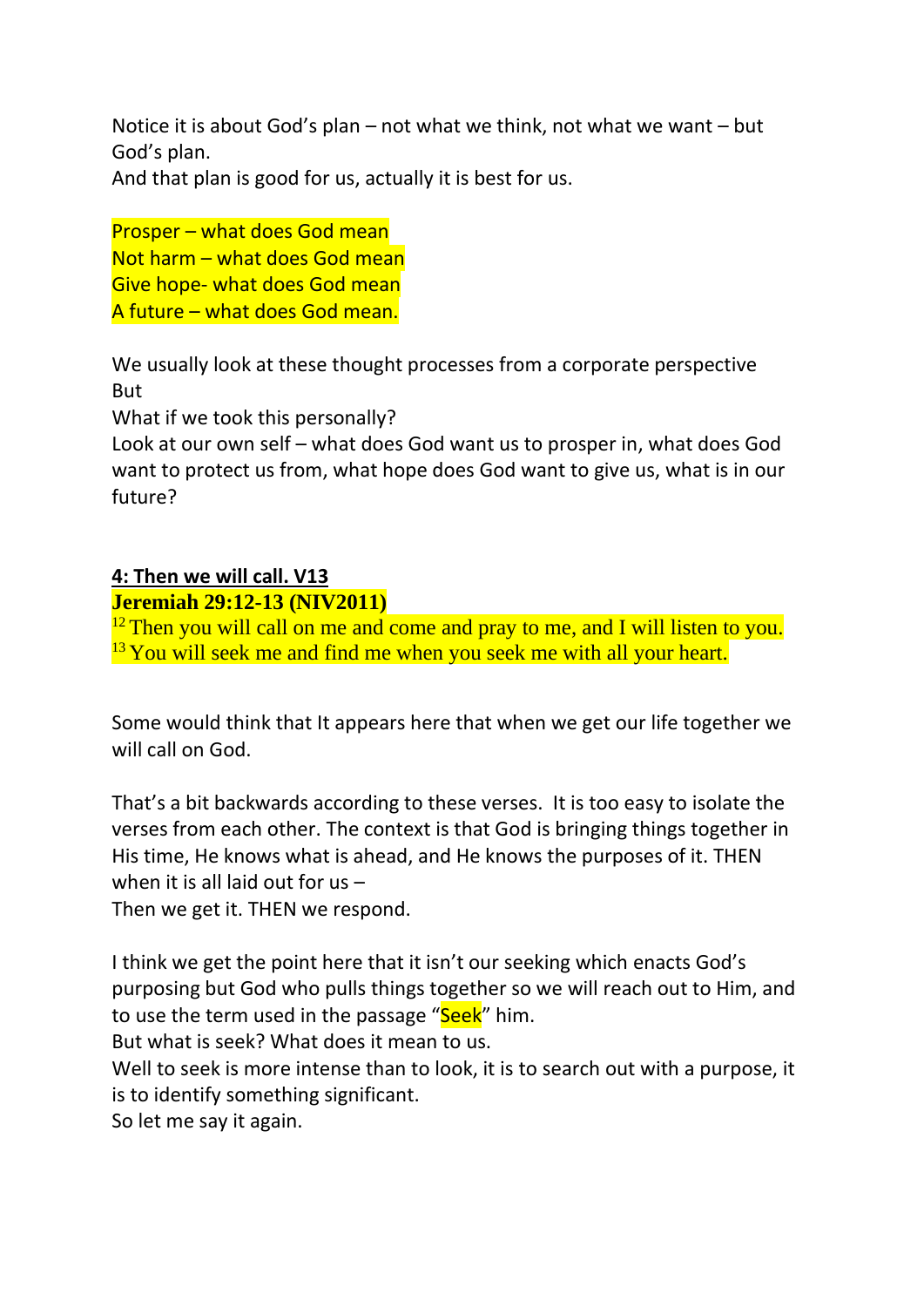Notice it is about God's plan – not what we think, not what we want – but God's plan.
And that plan is good for us, actually it is best for us.

Prosper – what does God mean
Not harm – what does God mean
Give hope- what does God mean
A future – what does God mean.

We usually look at these thought processes from a corporate perspective
But
What if we took this personally?
Look at our own self – what does God want us to prosper in, what does God want to protect us from, what hope does God want to give us, what is in our future?

**4: Then we will call. V13**

**Jeremiah 29:12-13 (NIV2011)**

[12] Then you will call on me and come and pray to me, and I will listen to you.
[13] You will seek me and find me when you seek me with all your heart.

Some would think that It appears here that when we get our life together we will call on God.

That's a bit backwards according to these verses. It is too easy to isolate the verses from each other. The context is that God is bringing things together in His time, He knows what is ahead, and He knows the purposes of it. THEN when it is all laid out for us –
Then we get it. THEN we respond.

I think we get the point here that it isn't our seeking which enacts God's purposing but God who pulls things together so we will reach out to Him, and to use the term used in the passage "Seek" him.
But what is seek? What does it mean to us.
Well to seek is more intense than to look, it is to search out with a purpose, it is to identify something significant.
So let me say it again.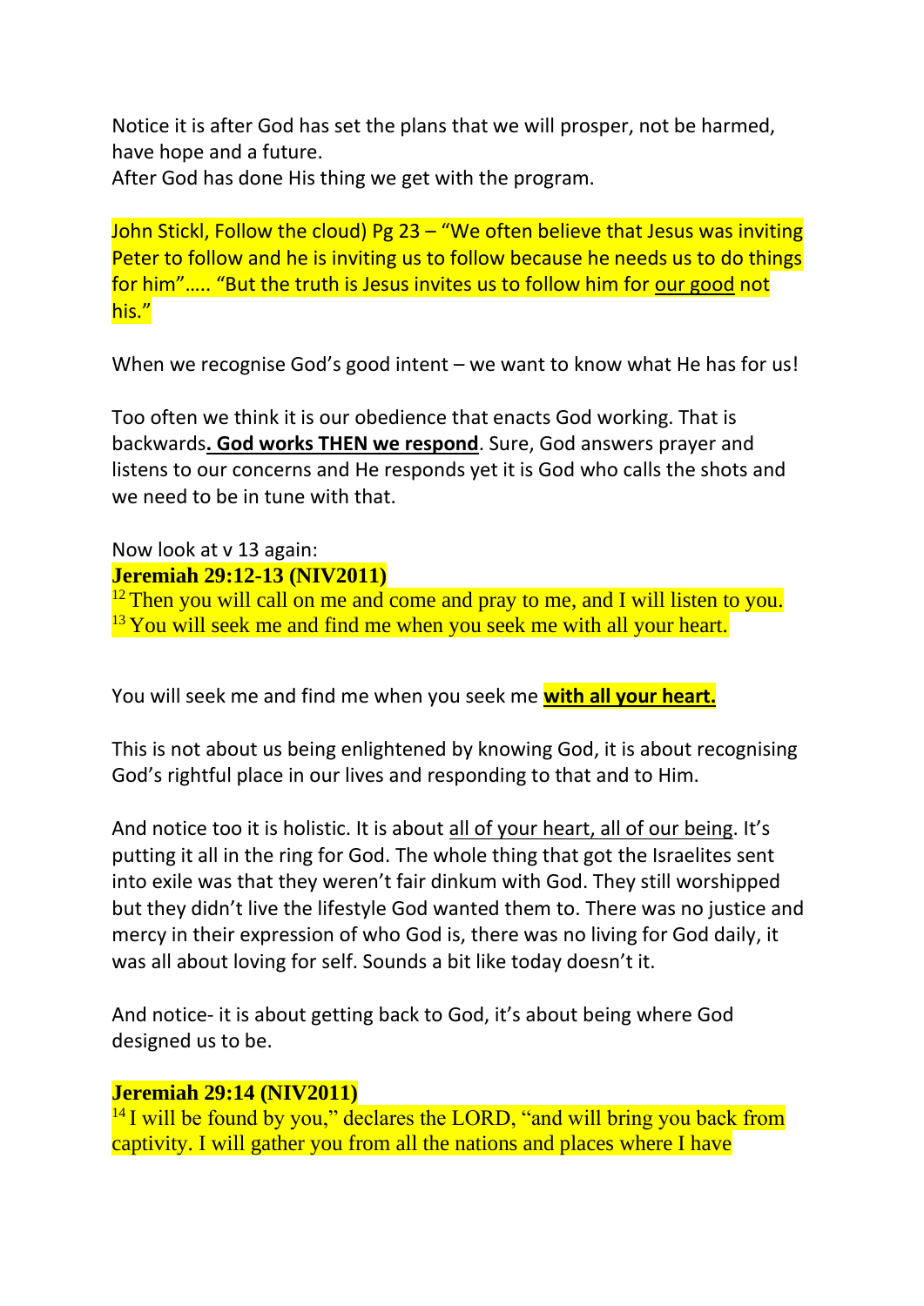Notice it is after God has set the plans that we will prosper, not be harmed, have hope and a future.
After God has done His thing we get with the program.

John Stickl, Follow the cloud) Pg 23 – "We often believe that Jesus was inviting Peter to follow and he is inviting us to follow because he needs us to do things for him"….. "But the truth is Jesus invites us to follow him for our good not his."

When we recognise God's good intent – we want to know what He has for us!

Too often we think it is our obedience that enacts God working. That is backwards**. God works THEN we respond**. Sure, God answers prayer and listens to our concerns and He responds yet it is God who calls the shots and we need to be in tune with that.

Now look at v 13 again:
**Jeremiah 29:12-13 (NIV2011)**
12 Then you will call on me and come and pray to me, and I will listen to you.
13 You will seek me and find me when you seek me with all your heart.

You will seek me and find me when you seek me **with all your heart.**

This is not about us being enlightened by knowing God, it is about recognising God's rightful place in our lives and responding to that and to Him.

And notice too it is holistic. It is about all of your heart, all of our being. It's putting it all in the ring for God. The whole thing that got the Israelites sent into exile was that they weren't fair dinkum with God. They still worshipped but they didn't live the lifestyle God wanted them to. There was no justice and mercy in their expression of who God is, there was no living for God daily, it was all about loving for self. Sounds a bit like today doesn't it.

And notice- it is about getting back to God, it's about being where God designed us to be.

**Jeremiah 29:14 (NIV2011)**
14 I will be found by you," declares the LORD, "and will bring you back from captivity. I will gather you from all the nations and places where I have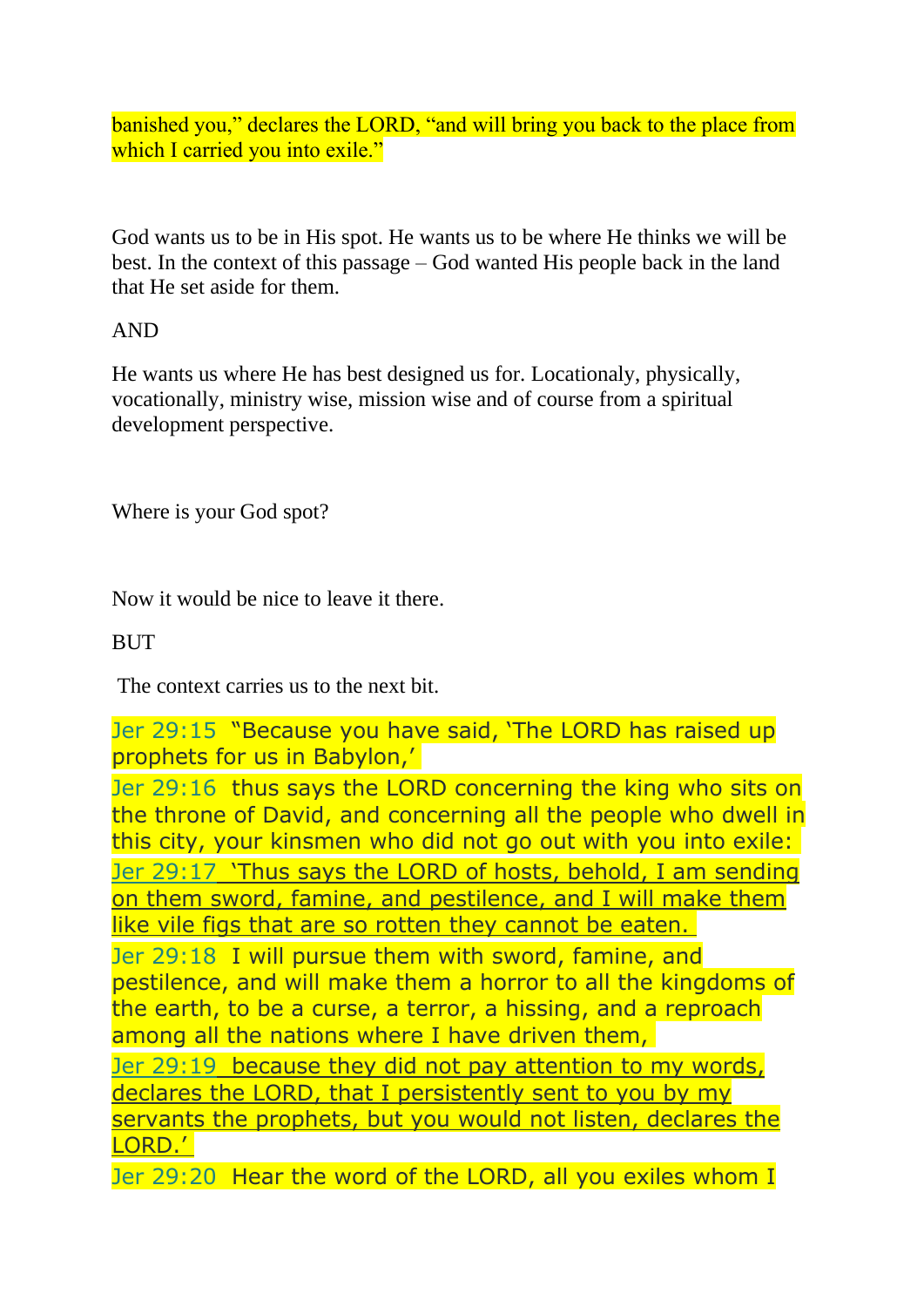banished you," declares the LORD, "and will bring you back to the place from which I carried you into exile."

God wants us to be in His spot. He wants us to be where He thinks we will be best. In the context of this passage – God wanted His people back in the land that He set aside for them.

AND

He wants us where He has best designed us for. Locationaly, physically, vocationally, ministry wise, mission wise and of course from a spiritual development perspective.

Where is your God spot?

Now it would be nice to leave it there.

BUT

The context carries us to the next bit.

Jer 29:15 "Because you have said, 'The LORD has raised up prophets for us in Babylon,'

Jer 29:16 thus says the LORD concerning the king who sits on the throne of David, and concerning all the people who dwell in this city, your kinsmen who did not go out with you into exile:

Jer 29:17 'Thus says the LORD of hosts, behold, I am sending on them sword, famine, and pestilence, and I will make them like vile figs that are so rotten they cannot be eaten.

Jer 29:18 I will pursue them with sword, famine, and pestilence, and will make them a horror to all the kingdoms of the earth, to be a curse, a terror, a hissing, and a reproach among all the nations where I have driven them,

Jer 29:19 because they did not pay attention to my words, declares the LORD, that I persistently sent to you by my servants the prophets, but you would not listen, declares the LORD.'

Jer 29:20 Hear the word of the LORD, all you exiles whom I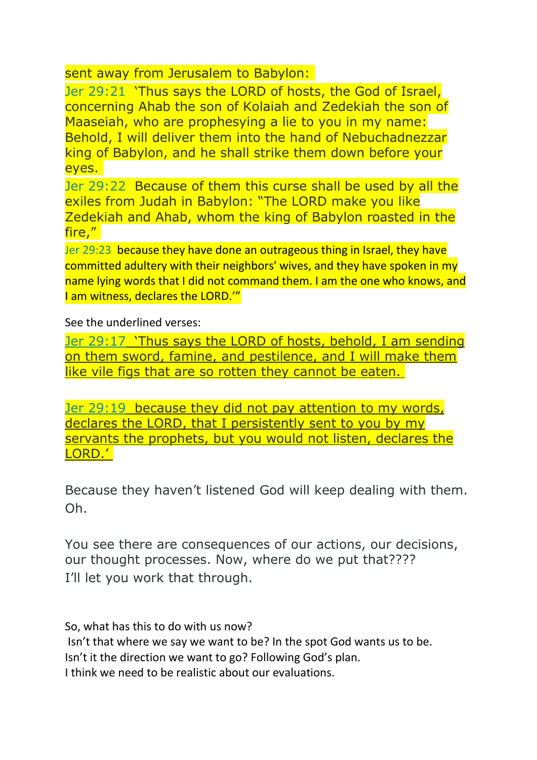sent away from Jerusalem to Babylon:

Jer 29:21 'Thus says the LORD of hosts, the God of Israel, concerning Ahab the son of Kolaiah and Zedekiah the son of Maaseiah, who are prophesying a lie to you in my name: Behold, I will deliver them into the hand of Nebuchadnezzar king of Babylon, and he shall strike them down before your eyes.

Jer 29:22 Because of them this curse shall be used by all the exiles from Judah in Babylon: "The LORD make you like Zedekiah and Ahab, whom the king of Babylon roasted in the fire,"

Jer 29:23 because they have done an outrageous thing in Israel, they have committed adultery with their neighbors' wives, and they have spoken in my name lying words that I did not command them. I am the one who knows, and I am witness, declares the LORD.'"

See the underlined verses:

<u>Jer 29:17 'Thus says the LORD of hosts, behold, I am sending on them sword, famine, and pestilence, and I will make them like vile figs that are so rotten they cannot be eaten.</u>

<u>Jer 29:19 because they did not pay attention to my words, declares the LORD, that I persistently sent to you by my servants the prophets, but you would not listen, declares the LORD.'</u>

Because they haven't listened God will keep dealing with them. Oh.

You see there are consequences of our actions, our decisions, our thought processes. Now, where do we put that????
I'll let you work that through.

So, what has this to do with us now?
Isn't that where we say we want to be? In the spot God wants us to be.
Isn't it the direction we want to go? Following God's plan.
I think we need to be realistic about our evaluations.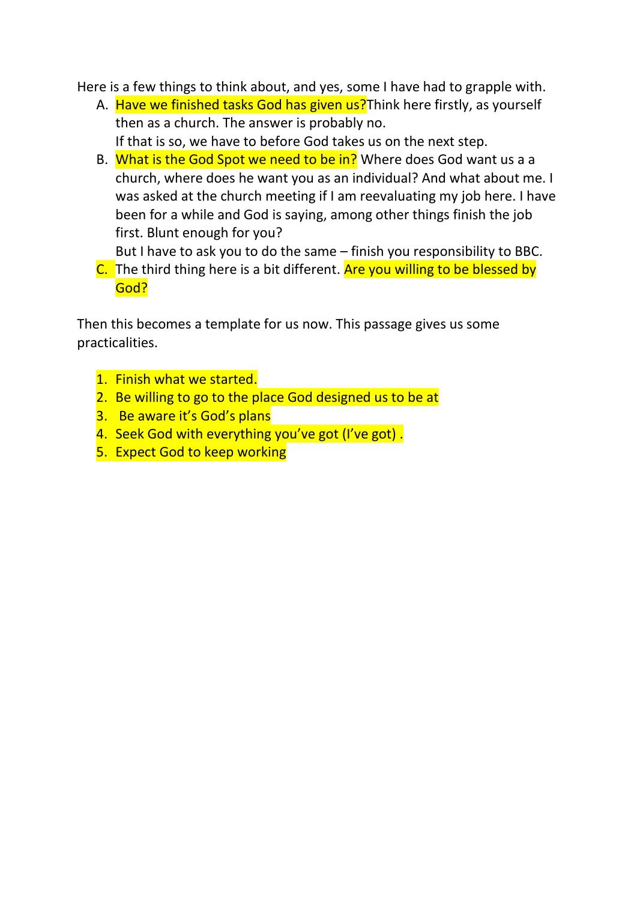Here is a few things to think about, and yes, some I have had to grapple with.

A. Have we finished tasks God has given us?Think here firstly, as yourself then as a church. The answer is probably no.
   If that is so, we have to before God takes us on the next step.
B. What is the God Spot we need to be in? Where does God want us a a church, where does he want you as an individual? And what about me. I was asked at the church meeting if I am reevaluating my job here. I have been for a while and God is saying, among other things finish the job first. Blunt enough for you?
   But I have to ask you to do the same – finish you responsibility to BBC.
C. The third thing here is a bit different. Are you willing to be blessed by God?

Then this becomes a template for us now. This passage gives us some practicalities.

1. Finish what we started.
2. Be willing to go to the place God designed us to be at
3. Be aware it's God's plans
4. Seek God with everything you've got (I've got) .
5. Expect God to keep working